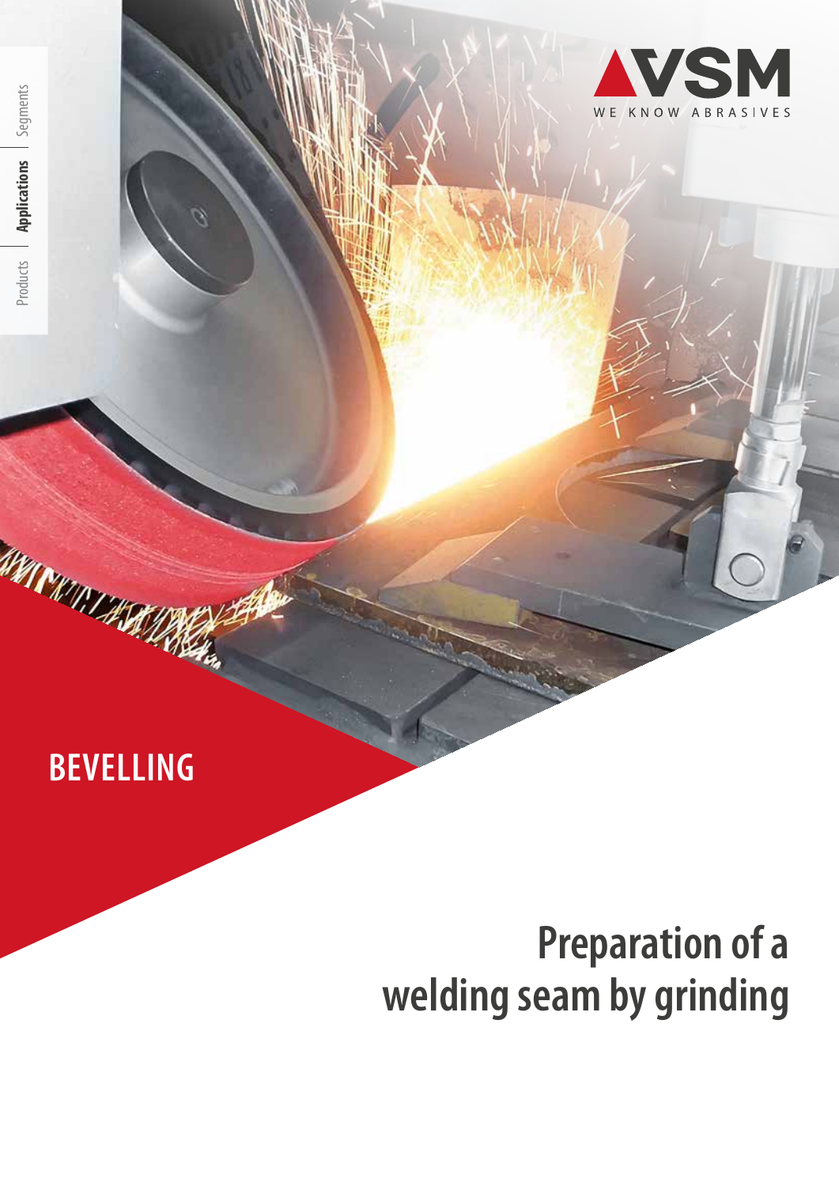Products | **Applications** | Segments

VSM

WE KNOW ABRASIVES

# BEVELLING

## Preparation of a welding seam by grinding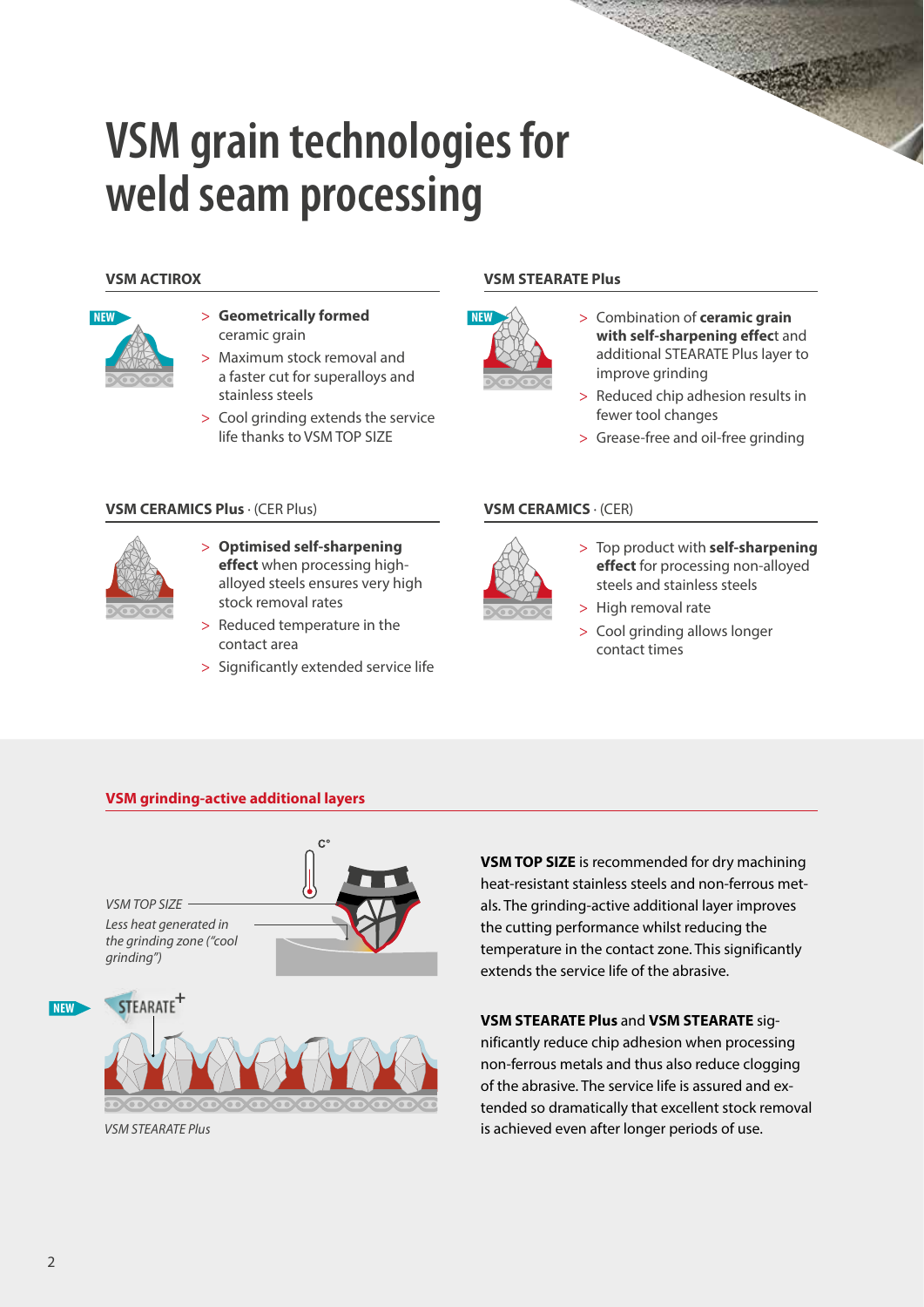# VSM grain technologies for weld seam processing

## VSM ACTIROX

NEW

- **Geometrically formed** ceramic grain
- Maximum stock removal and a faster cut for superalloys and stainless steels
- Cool grinding extends the service life thanks to VSM TOP SIZE

## VSM STEARATE Plus

NEW

- Combination of **ceramic grain with self-sharpening effect** and additional STEARATE Plus layer to improve grinding
- Reduced chip adhesion results in fewer tool changes
- Grease-free and oil-free grinding

## VSM CERAMICS Plus · (CER Plus)

- **Optimised self-sharpening effect** when processing high-alloyed steels ensures very high stock removal rates
- Reduced temperature in the contact area
- Significantly extended service life

## VSM CERAMICS · (CER)

- Top product with **self-sharpening effect** for processing non-alloyed steels and stainless steels
- High removal rate
- Cool grinding allows longer contact times

## VSM grinding-active additional layers

*VSM TOP SIZE*

*Less heat generated in the grinding zone ("cool grinding")*

NEW

*VSM STEARATE Plus*

**VSM TOP SIZE** is recommended for dry machining heat-resistant stainless steels and non-ferrous metals. The grinding-active additional layer improves the cutting performance whilst reducing the temperature in the contact zone. This significantly extends the service life of the abrasive.

**VSM STEARATE Plus** and **VSM STEARATE** significantly reduce chip adhesion when processing non-ferrous metals and thus also reduce clogging of the abrasive. The service life is assured and extended so dramatically that excellent stock removal is achieved even after longer periods of use.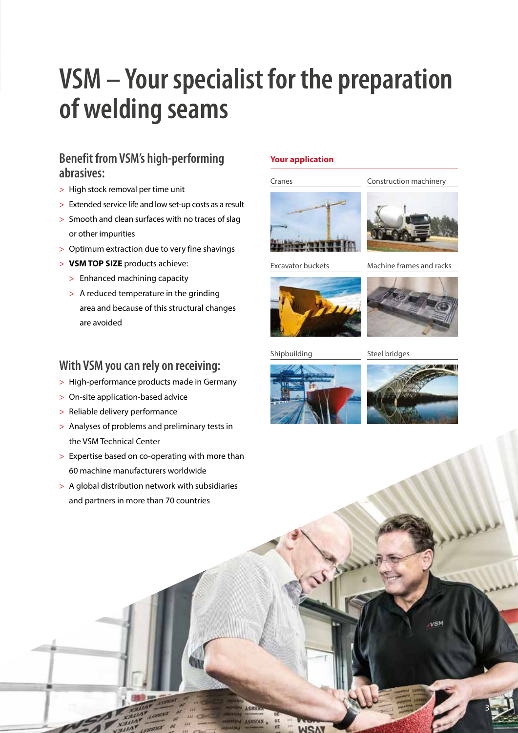# VSM – Your specialist for the preparation of welding seams

## Benefit from VSM's high-performing abrasives:

- High stock removal per time unit
- Extended service life and low set-up costs as a result
- Smooth and clean surfaces with no traces of slag or other impurities
- Optimum extraction due to very fine shavings
- **VSM TOP SIZE** products achieve:
  - Enhanced machining capacity
  - A reduced temperature in the grinding area and because of this structural changes are avoided

## With VSM you can rely on receiving:

- High-performance products made in Germany
- On-site application-based advice
- Reliable delivery performance
- Analyses of problems and preliminary tests in the VSM Technical Center
- Expertise based on co-operating with more than 60 machine manufacturers worldwide
- A global distribution network with subsidiaries and partners in more than 70 countries

**Your application**

Cranes

Construction machinery

Excavator buckets

Machine frames and racks

Shipbuilding

Steel bridges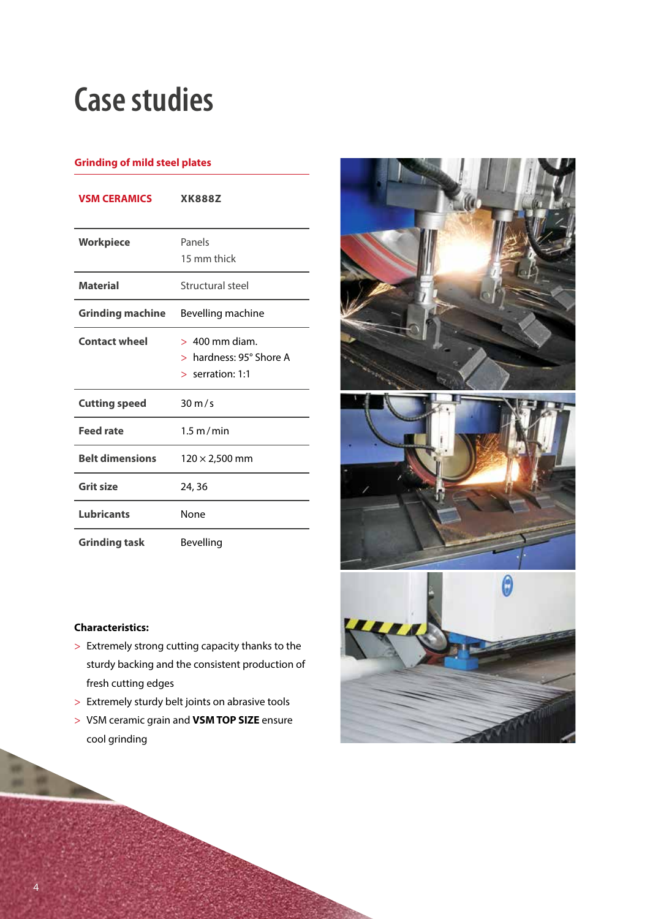# Case studies

## Grinding of mild steel plates

| VSM CERAMICS | XK888Z |
|---|---|
| Workpiece | Panels<br>15 mm thick |
| Material | Structural steel |
| Grinding machine | Bevelling machine |
| Contact wheel | > 400 mm diam.<br>> hardness: 95° Shore A<br>> serration: 1:1 |
| Cutting speed | 30 m / s |
| Feed rate | 1.5 m / min |
| Belt dimensions | 120 × 2,500 mm |
| Grit size | 24, 36 |
| Lubricants | None |
| Grinding task | Bevelling |

**Characteristics:**

- Extremely strong cutting capacity thanks to the sturdy backing and the consistent production of fresh cutting edges
- Extremely sturdy belt joints on abrasive tools
- VSM ceramic grain and **VSM TOP SIZE** ensure cool grinding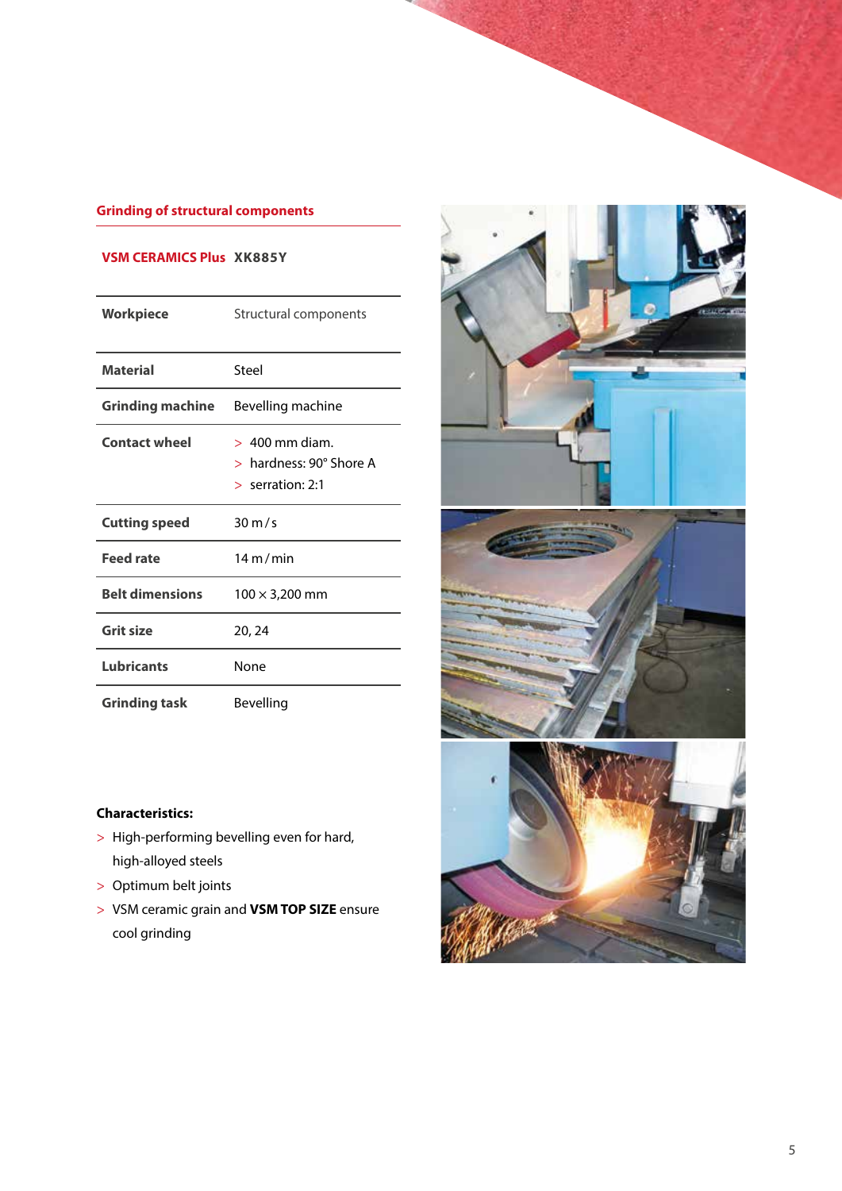## Grinding of structural components

**VSM CERAMICS Plus XK885Y**

| | |
|---|---|
| **Workpiece** | Structural components |
| **Material** | Steel |
| **Grinding machine** | Bevelling machine |
| **Contact wheel** | > 400 mm diam.<br>> hardness: 90° Shore A<br>> serration: 2:1 |
| **Cutting speed** | 30 m / s |
| **Feed rate** | 14 m / min |
| **Belt dimensions** | 100 × 3,200 mm |
| **Grit size** | 20, 24 |
| **Lubricants** | None |
| **Grinding task** | Bevelling |

**Characteristics:**

- High-performing bevelling even for hard, high-alloyed steels
- Optimum belt joints
- VSM ceramic grain and **VSM TOP SIZE** ensure cool grinding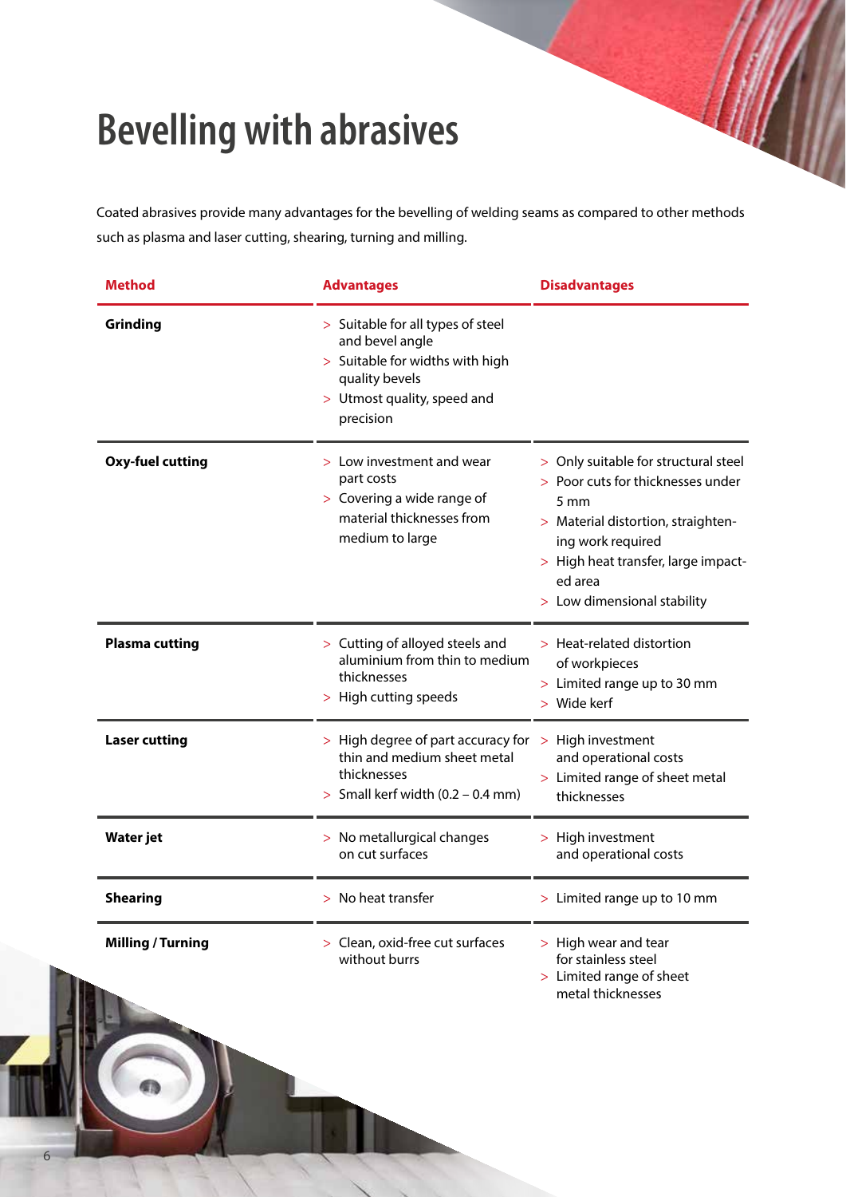# Bevelling with abrasives

Coated abrasives provide many advantages for the bevelling of welding seams as compared to other methods such as plasma and laser cutting, shearing, turning and milling.

| Method | Advantages | Disadvantages |
|---|---|---|
| **Grinding** | > Suitable for all types of steel and bevel angle<br>> Suitable for widths with high quality bevels<br>> Utmost quality, speed and precision | |
| **Oxy-fuel cutting** | > Low investment and wear part costs<br>> Covering a wide range of material thicknesses from medium to large | > Only suitable for structural steel<br>> Poor cuts for thicknesses under 5 mm<br>> Material distortion, straightening work required<br>> High heat transfer, large impacted area<br>> Low dimensional stability |
| **Plasma cutting** | > Cutting of alloyed steels and aluminium from thin to medium thicknesses<br>> High cutting speeds | > Heat-related distortion of workpieces<br>> Limited range up to 30 mm<br>> Wide kerf |
| **Laser cutting** | > High degree of part accuracy for thin and medium sheet metal thicknesses<br>> Small kerf width (0.2 – 0.4 mm) | > High investment and operational costs<br>> Limited range of sheet metal thicknesses |
| **Water jet** | > No metallurgical changes on cut surfaces | > High investment and operational costs |
| **Shearing** | > No heat transfer | > Limited range up to 10 mm |
| **Milling / Turning** | > Clean, oxid-free cut surfaces without burrs | > High wear and tear for stainless steel<br>> Limited range of sheet metal thicknesses |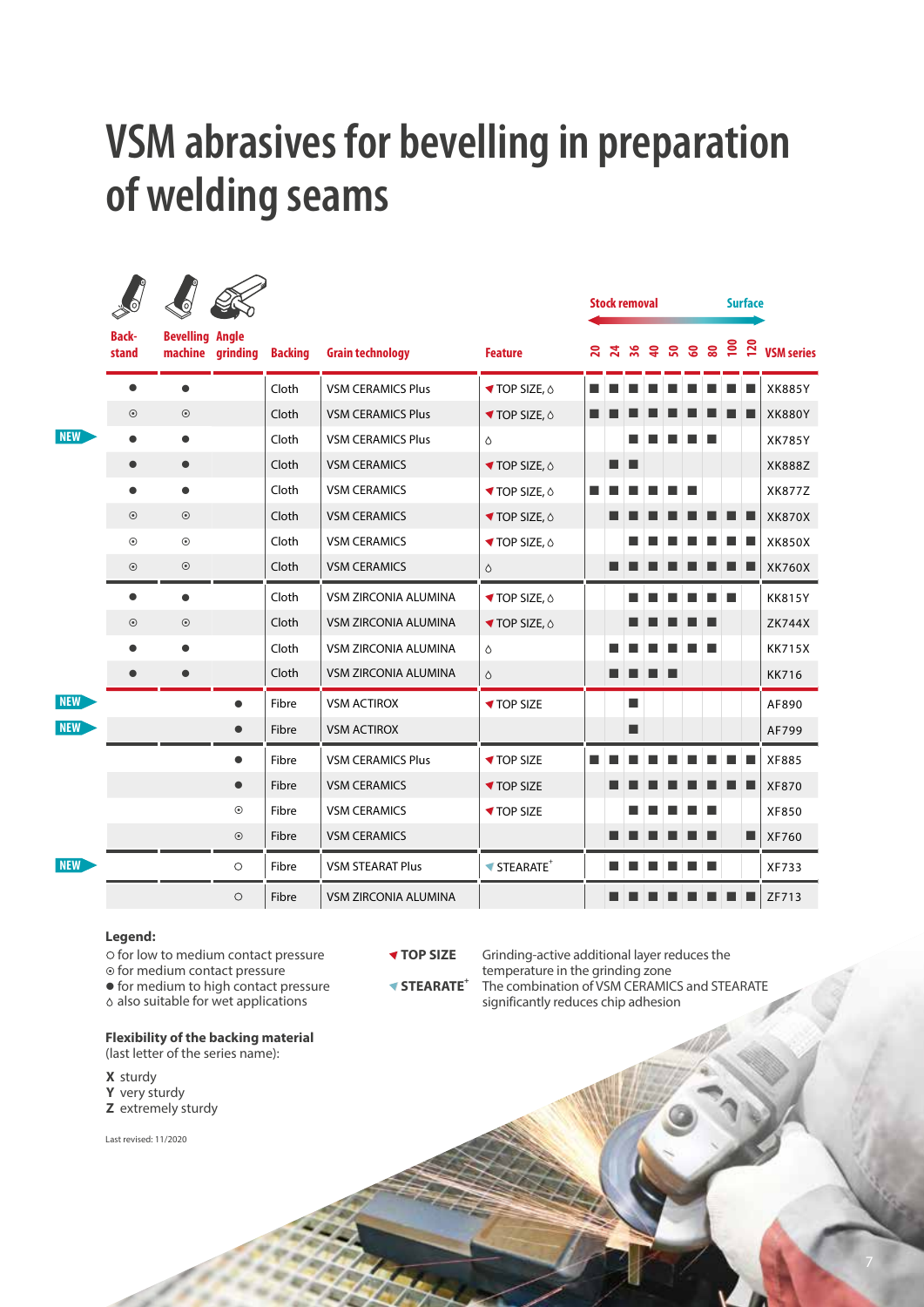# VSM abrasives for bevelling in preparation of welding seams

Stock removal ⟷ Surface (grit 20 → 120)

| | Back-stand | Bevelling machine | Angle grinding | Backing | Grain technology | Feature | 20 | 24 | 36 | 40 | 50 | 60 | 80 | 100 | 120 | VSM series |
|---|---|---|---|---|---|---|---|---|---|---|---|---|---|---|---|---|
| | ● | ● | | Cloth | VSM CERAMICS Plus | TOP SIZE, ◊ | ■ | ■ | ■ | ■ | ■ | ■ | ■ | ■ | ■ | XK885Y |
| | ⊙ | ⊙ | | Cloth | VSM CERAMICS Plus | TOP SIZE, ◊ | ■ | ■ | ■ | ■ | ■ | ■ | ■ | ■ | ■ | XK880Y |
| NEW | ● | ● | | Cloth | VSM CERAMICS Plus | ◊ | | | ■ | ■ | ■ | ■ | ■ | | | XK785Y |
| | ● | ● | | Cloth | VSM CERAMICS | TOP SIZE, ◊ | | ■ | ■ | | | | | | | XK888Z |
| | ● | ● | | Cloth | VSM CERAMICS | TOP SIZE, ◊ | ■ | ■ | ■ | ■ | ■ | ■ | | | | XK877Z |
| | ⊙ | ⊙ | | Cloth | VSM CERAMICS | TOP SIZE, ◊ | | ■ | ■ | ■ | ■ | ■ | ■ | ■ | ■ | XK870X |
| | ⊙ | ⊙ | | Cloth | VSM CERAMICS | TOP SIZE, ◊ | | | ■ | ■ | ■ | ■ | ■ | ■ | ■ | XK850X |
| | ⊙ | ⊙ | | Cloth | VSM CERAMICS | ◊ | | ■ | ■ | ■ | ■ | ■ | ■ | ■ | ■ | XK760X |
| | ● | ● | | Cloth | VSM ZIRCONIA ALUMINA | TOP SIZE, ◊ | | | ■ | ■ | ■ | ■ | ■ | ■ | | KK815Y |
| | ⊙ | ⊙ | | Cloth | VSM ZIRCONIA ALUMINA | TOP SIZE, ◊ | | | ■ | ■ | ■ | ■ | ■ | | | ZK744X |
| | ● | ● | | Cloth | VSM ZIRCONIA ALUMINA | ◊ | | ■ | ■ | ■ | ■ | ■ | ■ | | | KK715X |
| | ● | ● | | Cloth | VSM ZIRCONIA ALUMINA | ◊ | | ■ | ■ | ■ | ■ | | | | | KK716 |
| NEW | | | ● | Fibre | VSM ACTIROX | TOP SIZE | | | ■ | | | | | | | AF890 |
| NEW | | | ● | Fibre | VSM ACTIROX | | | | ■ | | | | | | | AF799 |
| | | | ● | Fibre | VSM CERAMICS Plus | TOP SIZE | ■ | ■ | ■ | ■ | ■ | ■ | ■ | ■ | ■ | XF885 |
| | | | ● | Fibre | VSM CERAMICS | TOP SIZE | | ■ | ■ | ■ | ■ | ■ | ■ | ■ | ■ | XF870 |
| | | | ⊙ | Fibre | VSM CERAMICS | TOP SIZE | | | ■ | ■ | ■ | ■ | ■ | | | XF850 |
| | | | ⊙ | Fibre | VSM CERAMICS | | | ■ | ■ | ■ | ■ | ■ | ■ | | ■ | XF760 |
| NEW | | | ○ | Fibre | VSM STEARAT Plus | STEARATE+ | | ■ | ■ | ■ | ■ | ■ | ■ | | | XF733 |
| | | | ○ | Fibre | VSM ZIRCONIA ALUMINA | | | ■ | ■ | ■ | ■ | ■ | ■ | ■ | ■ | ZF713 |

**Legend:**

- ○ for low to medium contact pressure
- ⊙ for medium contact pressure
- ● for medium to high contact pressure
- ◊ also suitable for wet applications

**TOP SIZE** Grinding-active additional layer reduces the temperature in the grinding zone

**STEARATE+** The combination of VSM CERAMICS and STEARATE significantly reduces chip adhesion

**Flexibility of the backing material**
(last letter of the series name):

**X** sturdy
**Y** very sturdy
**Z** extremely sturdy

Last revised: 11/2020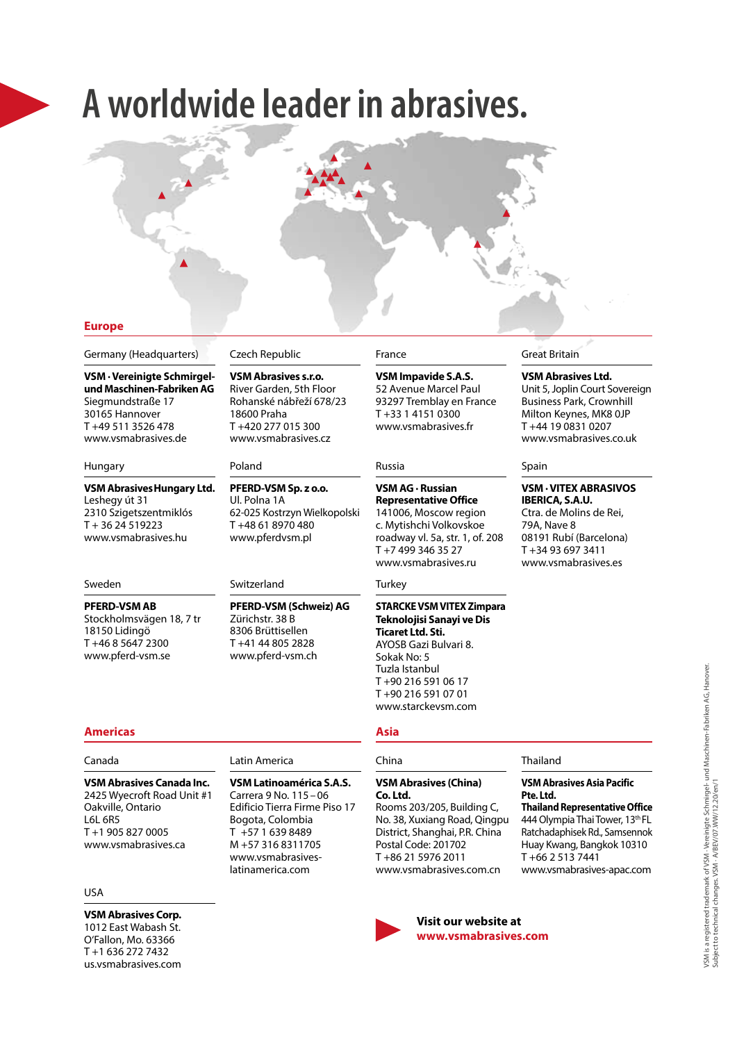# A worldwide leader in abrasives.

## Europe

### Germany (Headquarters)

**VSM · Vereinigte Schmirgel- und Maschinen-Fabriken AG**
Siegmundstraße 17
30165 Hannover
T +49 511 3526 478
www.vsmabrasives.de

### Czech Republic

**VSM Abrasives s.r.o.**
River Garden, 5th Floor
Rohanské nábřeží 678/23
18600 Praha
T +420 277 015 300
www.vsmabrasives.cz

### France

**VSM Impavide S.A.S.**
52 Avenue Marcel Paul
93297 Tremblay en France
T +33 1 4151 0300
www.vsmabrasives.fr

### Great Britain

**VSM Abrasives Ltd.**
Unit 5, Joplin Court Sovereign Business Park, Crownhill
Milton Keynes, MK8 0JP
T +44 19 0831 0207
www.vsmabrasives.co.uk

### Hungary

**VSM Abrasives Hungary Ltd.**
Leshegy út 31
2310 Szigetszentmiklós
T + 36 24 519223
www.vsmabrasives.hu

### Poland

**PFERD-VSM Sp. z o.o.**
Ul. Polna 1A
62-025 Kostrzyn Wielkopolski
T +48 61 8970 480
www.pferdvsm.pl

### Russia

**VSM AG · Russian Representative Office**
141006, Moscow region
c. Mytishchi Volkovskoe roadway vl. 5a, str. 1, of. 208
T +7 499 346 35 27
www.vsmabrasives.ru

### Spain

**VSM · VITEX ABRASIVOS IBERICA, S.A.U.**
Ctra. de Molins de Rei, 79A, Nave 8
08191 Rubí (Barcelona)
T +34 93 697 3411
www.vsmabrasives.es

### Sweden

**PFERD-VSM AB**
Stockholmsvägen 18, 7 tr
18150 Lidingö
T +46 8 5647 2300
www.pferd-vsm.se

### Switzerland

**PFERD-VSM (Schweiz) AG**
Zürichstr. 38 B
8306 Brüttisellen
T +41 44 805 2828
www.pferd-vsm.ch

### Turkey

**STARCKE VSM VITEX Zimpara Teknolojisi Sanayi ve Dis Ticaret Ltd. Sti.**
AYOSB Gazi Bulvari 8.
Sokak No: 5
Tuzla Istanbul
T +90 216 591 06 17
T +90 216 591 07 01
www.starckevsm.com

## Americas

### Canada

**VSM Abrasives Canada Inc.**
2425 Wyecroft Road Unit #1
Oakville, Ontario
L6L 6R5
T +1 905 827 0005
www.vsmabrasives.ca

### Latin America

**VSM Latinoamérica S.A.S.**
Carrera 9 No. 115 – 06
Edificio Tierra Firme Piso 17
Bogota, Colombia
T +57 1 639 8489
M +57 316 8311705
www.vsmabrasives-latinamerica.com

### USA

**VSM Abrasives Corp.**
1012 East Wabash St.
O'Fallon, Mo. 63366
T +1 636 272 7432
us.vsmabrasives.com

## Asia

### China

**VSM Abrasives (China) Co. Ltd.**
Rooms 203/205, Building C, No. 38, Xuxiang Road, Qingpu District, Shanghai, P.R. China
Postal Code: 201702
T +86 21 5976 2011
www.vsmabrasives.com.cn

### Thailand

**VSM Abrasives Asia Pacific Pte. Ltd.**
**Thailand Representative Office**
444 Olympia Thai Tower, 13th FL
Ratchadaphisek Rd., Samsennok
Huay Kwang, Bangkok 10310
T +66 2 513 7441
www.vsmabrasives-apac.com

**Visit our website at**
**www.vsmabrasives.com**

VSM is a registered trademark of VSM · Vereinigte Schmirgel- und Maschinen-Fabriken AG, Hanover. Subject to technical changes. VSM - A/BEV/07.WW/12.20/en/1